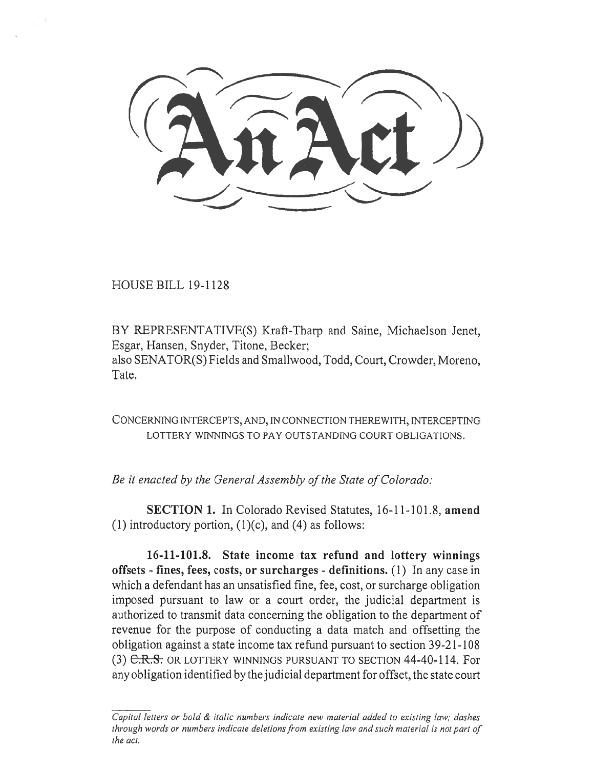# An Act

HOUSE BILL 19-1128

BY REPRESENTATIVE(S) Kraft-Tharp and Saine, Michaelson Jenet, Esgar, Hansen, Snyder, Titone, Becker;
also SENATOR(S) Fields and Smallwood, Todd, Court, Crowder, Moreno, Tate.

CONCERNING INTERCEPTS, AND, IN CONNECTION THEREWITH, INTERCEPTING LOTTERY WINNINGS TO PAY OUTSTANDING COURT OBLIGATIONS.

*Be it enacted by the General Assembly of the State of Colorado:*

**SECTION 1.** In Colorado Revised Statutes, 16-11-101.8, **amend** (1) introductory portion, (1)(c), and (4) as follows:

**16-11-101.8. State income tax refund and lottery winnings offsets - fines, fees, costs, or surcharges - definitions.** (1) In any case in which a defendant has an unsatisfied fine, fee, cost, or surcharge obligation imposed pursuant to law or a court order, the judicial department is authorized to transmit data concerning the obligation to the department of revenue for the purpose of conducting a data match and offsetting the obligation against a state income tax refund pursuant to section 39-21-108 (3) ~~C.R.S.~~ OR LOTTERY WINNINGS PURSUANT TO SECTION 44-40-114. For any obligation identified by the judicial department for offset, the state court

*Capital letters or bold & italic numbers indicate new material added to existing law; dashes through words or numbers indicate deletions from existing law and such material is not part of the act.*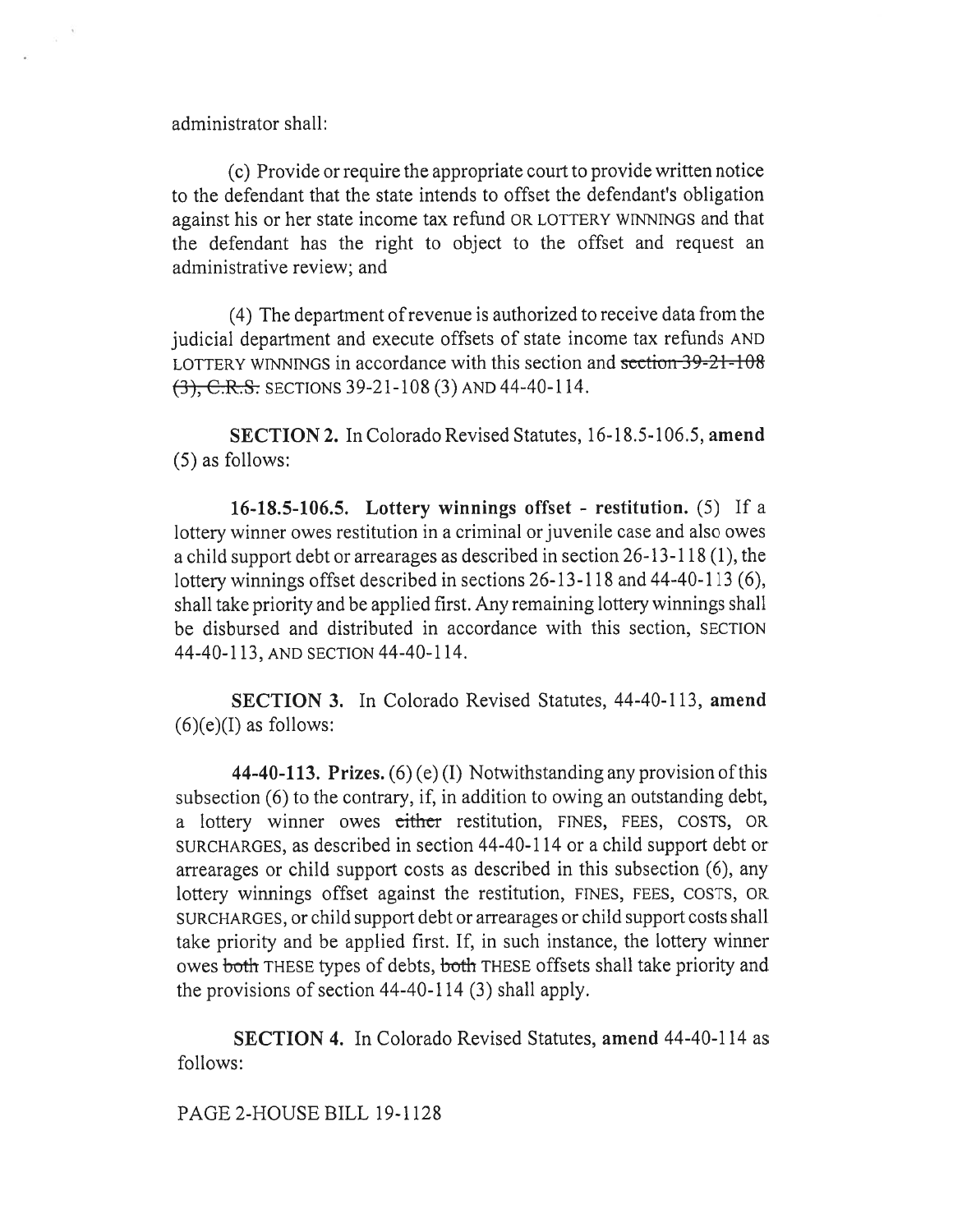administrator shall:

(c) Provide or require the appropriate court to provide written notice to the defendant that the state intends to offset the defendant's obligation against his or her state income tax refund OR LOTTERY WINNINGS and that the defendant has the right to object to the offset and request an administrative review; and

(4) The department of revenue is authorized to receive data from the judicial department and execute offsets of state income tax refunds AND LOTTERY WINNINGS in accordance with this section and ~~section 39-21-108 (3), C.R.S.~~ SECTIONS 39-21-108 (3) AND 44-40-114.

**SECTION 2.** In Colorado Revised Statutes, 16-18.5-106.5, **amend** (5) as follows:

**16-18.5-106.5. Lottery winnings offset - restitution.** (5) If a lottery winner owes restitution in a criminal or juvenile case and also owes a child support debt or arrearages as described in section 26-13-118 (1), the lottery winnings offset described in sections 26-13-118 and 44-40-113 (6), shall take priority and be applied first. Any remaining lottery winnings shall be disbursed and distributed in accordance with this section, SECTION 44-40-113, AND SECTION 44-40-114.

**SECTION 3.** In Colorado Revised Statutes, 44-40-113, **amend** (6)(e)(I) as follows:

**44-40-113. Prizes.** (6) (e) (I) Notwithstanding any provision of this subsection (6) to the contrary, if, in addition to owing an outstanding debt, a lottery winner owes ~~either~~ restitution, FINES, FEES, COSTS, OR SURCHARGES, as described in section 44-40-114 or a child support debt or arrearages or child support costs as described in this subsection (6), any lottery winnings offset against the restitution, FINES, FEES, COSTS, OR SURCHARGES, or child support debt or arrearages or child support costs shall take priority and be applied first. If, in such instance, the lottery winner owes ~~both~~ THESE types of debts, ~~both~~ THESE offsets shall take priority and the provisions of section 44-40-114 (3) shall apply.

**SECTION 4.** In Colorado Revised Statutes, **amend** 44-40-114 as follows: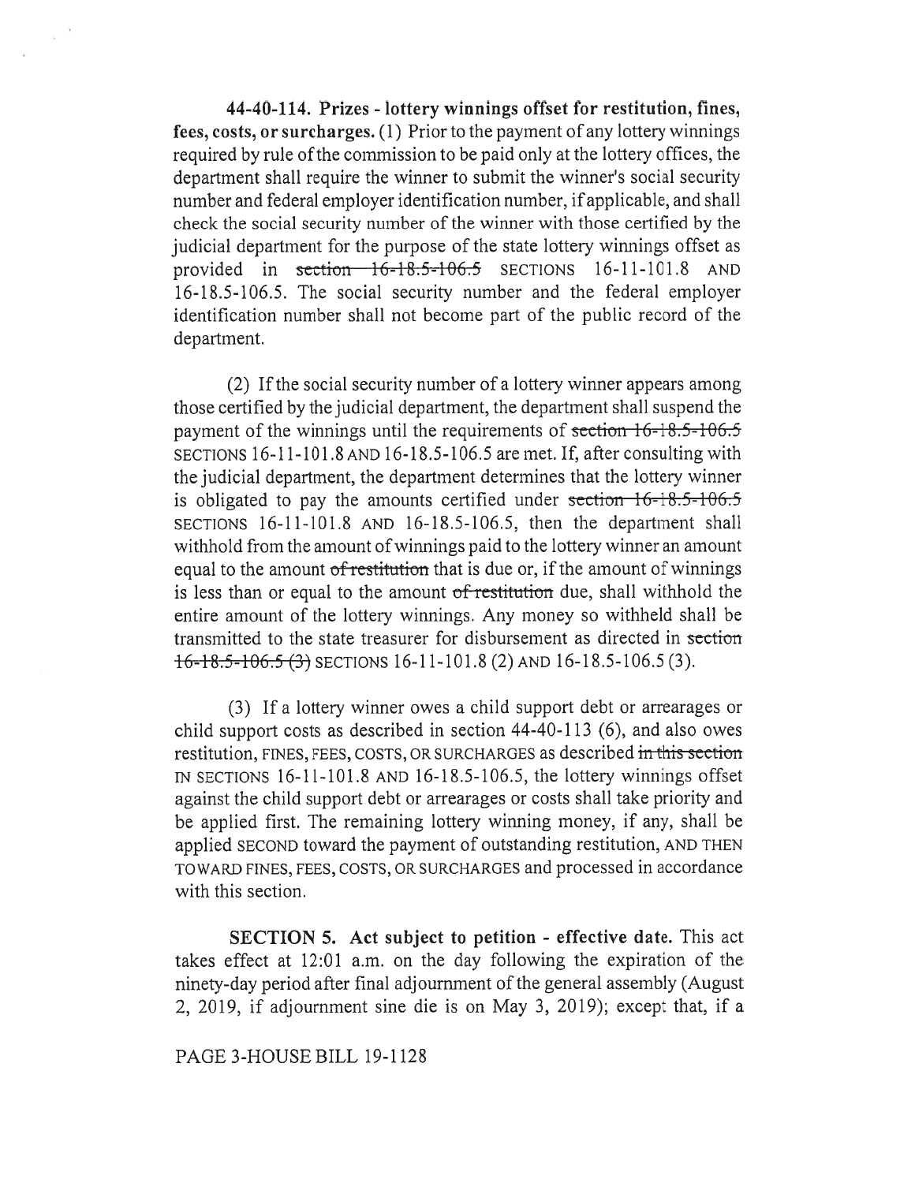**44-40-114. Prizes - lottery winnings offset for restitution, fines, fees, costs, or surcharges.** (1) Prior to the payment of any lottery winnings required by rule of the commission to be paid only at the lottery offices, the department shall require the winner to submit the winner's social security number and federal employer identification number, if applicable, and shall check the social security number of the winner with those certified by the judicial department for the purpose of the state lottery winnings offset as provided in ~~section 16-18.5-106.5~~ SECTIONS 16-11-101.8 AND 16-18.5-106.5. The social security number and the federal employer identification number shall not become part of the public record of the department.

(2) If the social security number of a lottery winner appears among those certified by the judicial department, the department shall suspend the payment of the winnings until the requirements of ~~section 16-18.5-106.5~~ SECTIONS 16-11-101.8 AND 16-18.5-106.5 are met. If, after consulting with the judicial department, the department determines that the lottery winner is obligated to pay the amounts certified under ~~section 16-18.5-106.5~~ SECTIONS 16-11-101.8 AND 16-18.5-106.5, then the department shall withhold from the amount of winnings paid to the lottery winner an amount equal to the amount ~~of restitution~~ that is due or, if the amount of winnings is less than or equal to the amount ~~of restitution~~ due, shall withhold the entire amount of the lottery winnings. Any money so withheld shall be transmitted to the state treasurer for disbursement as directed in ~~section 16-18.5-106.5 (3)~~ SECTIONS 16-11-101.8 (2) AND 16-18.5-106.5 (3).

(3) If a lottery winner owes a child support debt or arrearages or child support costs as described in section 44-40-113 (6), and also owes restitution, FINES, FEES, COSTS, OR SURCHARGES as described ~~in this section~~ IN SECTIONS 16-11-101.8 AND 16-18.5-106.5, the lottery winnings offset against the child support debt or arrearages or costs shall take priority and be applied first. The remaining lottery winning money, if any, shall be applied SECOND toward the payment of outstanding restitution, AND THEN TOWARD FINES, FEES, COSTS, OR SURCHARGES and processed in accordance with this section.

**SECTION 5. Act subject to petition - effective date.** This act takes effect at 12:01 a.m. on the day following the expiration of the ninety-day period after final adjournment of the general assembly (August 2, 2019, if adjournment sine die is on May 3, 2019); except that, if a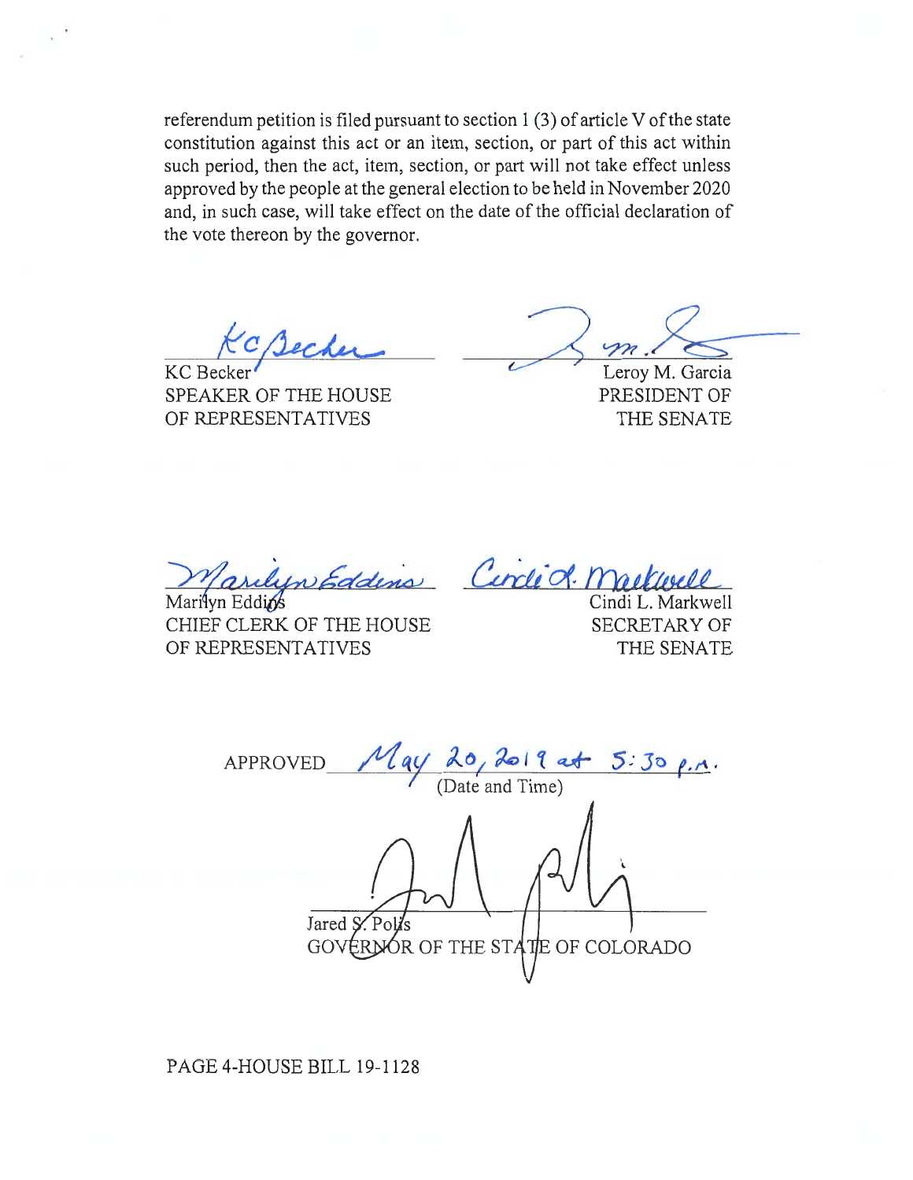referendum petition is filed pursuant to section 1 (3) of article V of the state constitution against this act or an item, section, or part of this act within such period, then the act, item, section, or part will not take effect unless approved by the people at the general election to be held in November 2020 and, in such case, will take effect on the date of the official declaration of the vote thereon by the governor.

KC Becker
SPEAKER OF THE HOUSE
OF REPRESENTATIVES

Leroy M. Garcia
PRESIDENT OF
THE SENATE

Marilyn Eddins
CHIEF CLERK OF THE HOUSE
OF REPRESENTATIVES

Cindi L. Markwell
SECRETARY OF
THE SENATE

APPROVED May 20, 2019 at 5:30 p.m.
(Date and Time)

Jared S. Polis
GOVERNOR OF THE STATE OF COLORADO

PAGE 4-HOUSE BILL 19-1128